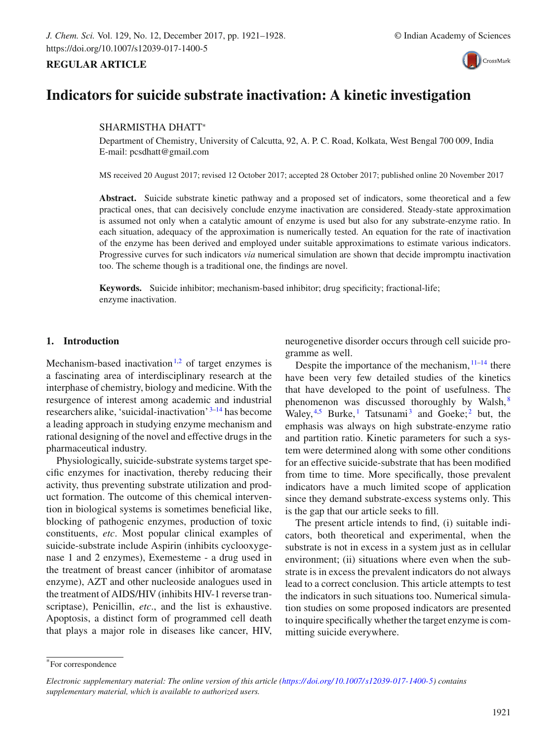**REGULAR ARTICLE**

# Indicators for suicide substrate inactivation: A kinetic investigation

SHARMISTHA DHATT*

Department of Chemistry, University of Calcutta, 92, A. P. C. Road, Kolkata, West Bengal 700 009, India
E-mail: pcsdhatt@gmail.com

MS received 20 August 2017; revised 12 October 2017; accepted 28 October 2017; published online 20 November 2017

**Abstract.** Suicide substrate kinetic pathway and a proposed set of indicators, some theoretical and a few practical ones, that can decisively conclude enzyme inactivation are considered. Steady-state approximation is assumed not only when a catalytic amount of enzyme is used but also for any substrate-enzyme ratio. In each situation, adequacy of the approximation is numerically tested. An equation for the rate of inactivation of the enzyme has been derived and employed under suitable approximations to estimate various indicators. Progressive curves for such indicators *via* numerical simulation are shown that decide impromptu inactivation too. The scheme though is a traditional one, the findings are novel.

**Keywords.** Suicide inhibitor; mechanism-based inhibitor; drug specificity; fractional-life; enzyme inactivation.

## 1. Introduction

Mechanism-based inactivation[1,2] of target enzymes is a fascinating area of interdisciplinary research at the interphase of chemistry, biology and medicine. With the resurgence of interest among academic and industrial researchers alike, 'suicidal-inactivation'[3–14] has become a leading approach in studying enzyme mechanism and rational designing of the novel and effective drugs in the pharmaceutical industry.

Physiologically, suicide-substrate systems target specific enzymes for inactivation, thereby reducing their activity, thus preventing substrate utilization and product formation. The outcome of this chemical intervention in biological systems is sometimes beneficial like, blocking of pathogenic enzymes, production of toxic constituents, *etc*. Most popular clinical examples of suicide-substrate include Aspirin (inhibits cyclooxygenase 1 and 2 enzymes), Exemesteme - a drug used in the treatment of breast cancer (inhibitor of aromatase enzyme), AZT and other nucleoside analogues used in the treatment of AIDS/HIV (inhibits HIV-1 reverse transcriptase), Penicillin, *etc*., and the list is exhaustive. Apoptosis, a distinct form of programmed cell death that plays a major role in diseases like cancer, HIV, neurogenetive disorder occurs through cell suicide programme as well.

Despite the importance of the mechanism,[11–14] there have been very few detailed studies of the kinetics that have developed to the point of usefulness. The phenomenon was discussed thoroughly by Walsh,[8] Waley,[4,5] Burke,[1] Tatsunami[3] and Goeke;[2] but, the emphasis was always on high substrate-enzyme ratio and partition ratio. Kinetic parameters for such a system were determined along with some other conditions for an effective suicide-substrate that has been modified from time to time. More specifically, those prevalent indicators have a much limited scope of application since they demand substrate-excess systems only. This is the gap that our article seeks to fill.

The present article intends to find, (i) suitable indicators, both theoretical and experimental, when the substrate is not in excess in a system just as in cellular environment; (ii) situations where even when the substrate is in excess the prevalent indicators do not always lead to a correct conclusion. This article attempts to test the indicators in such situations too. Numerical simulation studies on some proposed indicators are presented to inquire specifically whether the target enzyme is committing suicide everywhere.

*For correspondence

*Electronic supplementary material: The online version of this article (https://doi.org/10.1007/s12039-017-1400-5) contains supplementary material, which is available to authorized users.*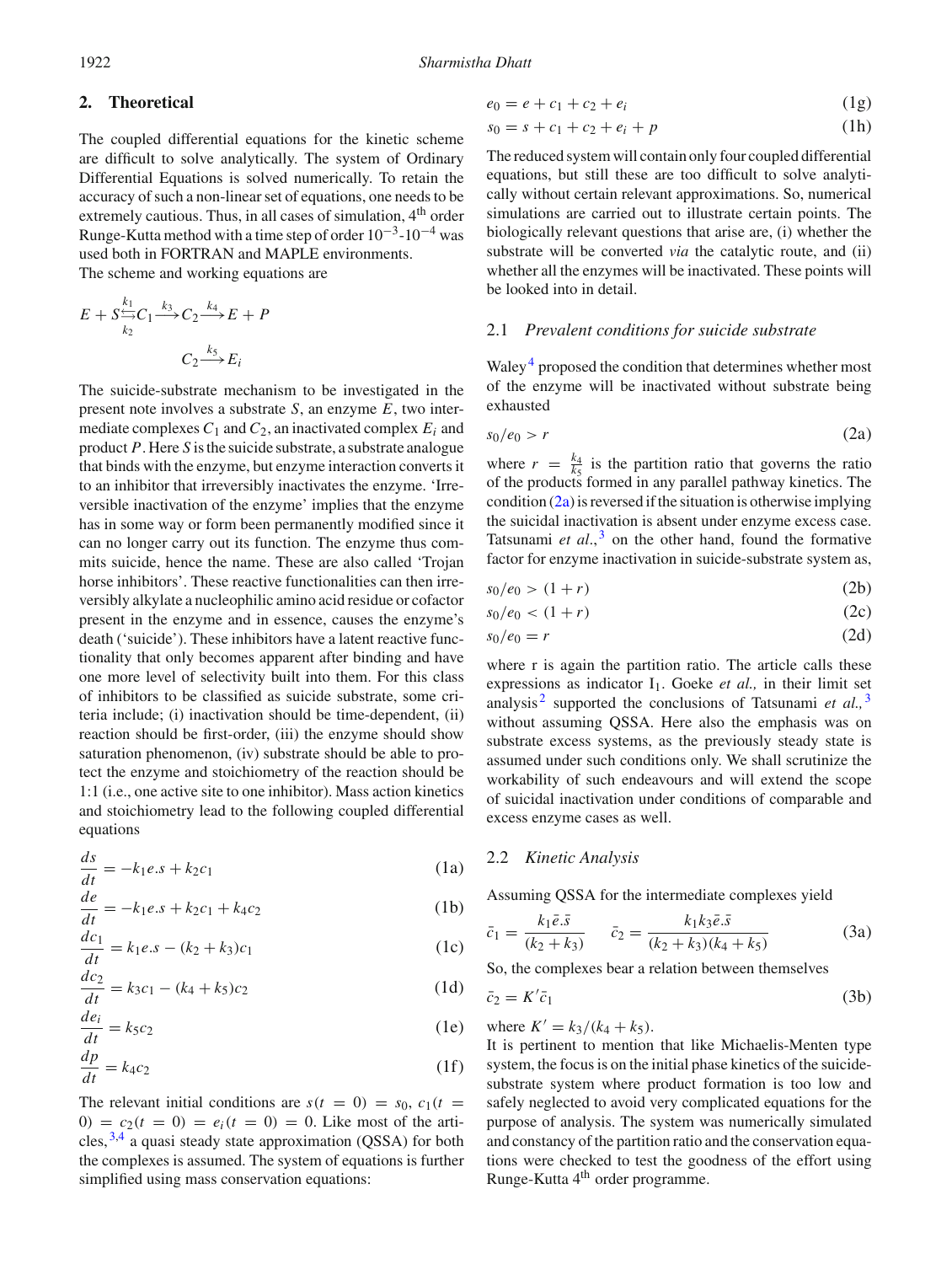## 2. Theoretical

The coupled differential equations for the kinetic scheme are difficult to solve analytically. The system of Ordinary Differential Equations is solved numerically. To retain the accuracy of such a non-linear set of equations, one needs to be extremely cautious. Thus, in all cases of simulation, 4th order Runge-Kutta method with a time step of order $10^{-3}$-$10^{-4}$ was used both in FORTRAN and MAPLE environments.

The scheme and working equations are

$$E + S \underset{k_2}{\overset{k_1}{\leftrightarrows}} C_1 \xrightarrow{k_3} C_2 \xrightarrow{k_4} E + P$$

$$C_2 \xrightarrow{k_5} E_i$$

The suicide-substrate mechanism to be investigated in the present note involves a substrate $S$, an enzyme $E$, two intermediate complexes $C_1$ and $C_2$, an inactivated complex $E_i$ and product $P$. Here $S$ is the suicide substrate, a substrate analogue that binds with the enzyme, but enzyme interaction converts it to an inhibitor that irreversibly inactivates the enzyme. 'Irreversible inactivation of the enzyme' implies that the enzyme has in some way or form been permanently modified since it can no longer carry out its function. The enzyme thus commits suicide, hence the name. These are also called 'Trojan horse inhibitors'. These reactive functionalities can then irreversibly alkylate a nucleophilic amino acid residue or cofactor present in the enzyme and in essence, causes the enzyme's death ('suicide'). These inhibitors have a latent reactive functionality that only becomes apparent after binding and have one more level of selectivity built into them. For this class of inhibitors to be classified as suicide substrate, some criteria include; (i) inactivation should be time-dependent, (ii) reaction should be first-order, (iii) the enzyme should show saturation phenomenon, (iv) substrate should be able to protect the enzyme and stoichiometry of the reaction should be 1:1 (i.e., one active site to one inhibitor). Mass action kinetics and stoichiometry lead to the following coupled differential equations

$$\frac{ds}{dt} = -k_1 e.s + k_2 c_1 \tag{1a}$$

$$\frac{de}{dt} = -k_1 e.s + k_2 c_1 + k_4 c_2 \tag{1b}$$

$$\frac{dc_1}{dt} = k_1 e.s - (k_2 + k_3) c_1 \tag{1c}$$

$$\frac{dc_2}{dt} = k_3 c_1 - (k_4 + k_5) c_2 \tag{1d}$$

$$\frac{de_i}{dt} = k_5 c_2 \tag{1e}$$

$$\frac{dp}{dt} = k_4 c_2 \tag{1f}$$

The relevant initial conditions are $s(t = 0) = s_0$, $c_1(t = 0) = c_2(t = 0) = e_i(t = 0) = 0$. Like most of the articles,[3,4] a quasi steady state approximation (QSSA) for both the complexes is assumed. The system of equations is further simplified using mass conservation equations:

$$e_0 = e + c_1 + c_2 + e_i \tag{1g}$$

$$s_0 = s + c_1 + c_2 + e_i + p \tag{1h}$$

The reduced system will contain only four coupled differential equations, but still these are too difficult to solve analytically without certain relevant approximations. So, numerical simulations are carried out to illustrate certain points. The biologically relevant questions that arise are, (i) whether the substrate will be converted *via* the catalytic route, and (ii) whether all the enzymes will be inactivated. These points will be looked into in detail.

### 2.1 *Prevalent conditions for suicide substrate*

Waley[4] proposed the condition that determines whether most of the enzyme will be inactivated without substrate being exhausted

$$s_0/e_0 > r \tag{2a}$$

where $r = \frac{k_4}{k_5}$ is the partition ratio that governs the ratio of the products formed in any parallel pathway kinetics. The condition (2a) is reversed if the situation is otherwise implying the suicidal inactivation is absent under enzyme excess case. Tatsunami *et al.*,[3] on the other hand, found the formative factor for enzyme inactivation in suicide-substrate system as,

$$s_0/e_0 > (1 + r) \tag{2b}$$

$$s_0/e_0 < (1 + r) \tag{2c}$$

$$s_0/e_0 = r \tag{2d}$$

where r is again the partition ratio. The article calls these expressions as indicator $I_1$. Goeke *et al.,* in their limit set analysis[2] supported the conclusions of Tatsunami *et al.,*[3] without assuming QSSA. Here also the emphasis was on substrate excess systems, as the previously steady state is assumed under such conditions only. We shall scrutinize the workability of such endeavours and will extend the scope of suicidal inactivation under conditions of comparable and excess enzyme cases as well.

### 2.2 *Kinetic Analysis*

Assuming QSSA for the intermediate complexes yield

$$\bar{c}_1 = \frac{k_1 \bar{e}.\bar{s}}{(k_2 + k_3)} \qquad \bar{c}_2 = \frac{k_1 k_3 \bar{e}.\bar{s}}{(k_2 + k_3)(k_4 + k_5)} \tag{3a}$$

So, the complexes bear a relation between themselves

$$\bar{c}_2 = K' \bar{c}_1 \tag{3b}$$

where $K' = k_3/(k_4 + k_5)$.

It is pertinent to mention that like Michaelis-Menten type system, the focus is on the initial phase kinetics of the suicide-substrate system where product formation is too low and safely neglected to avoid very complicated equations for the purpose of analysis. The system was numerically simulated and constancy of the partition ratio and the conservation equations were checked to test the goodness of the effort using Runge-Kutta 4th order programme.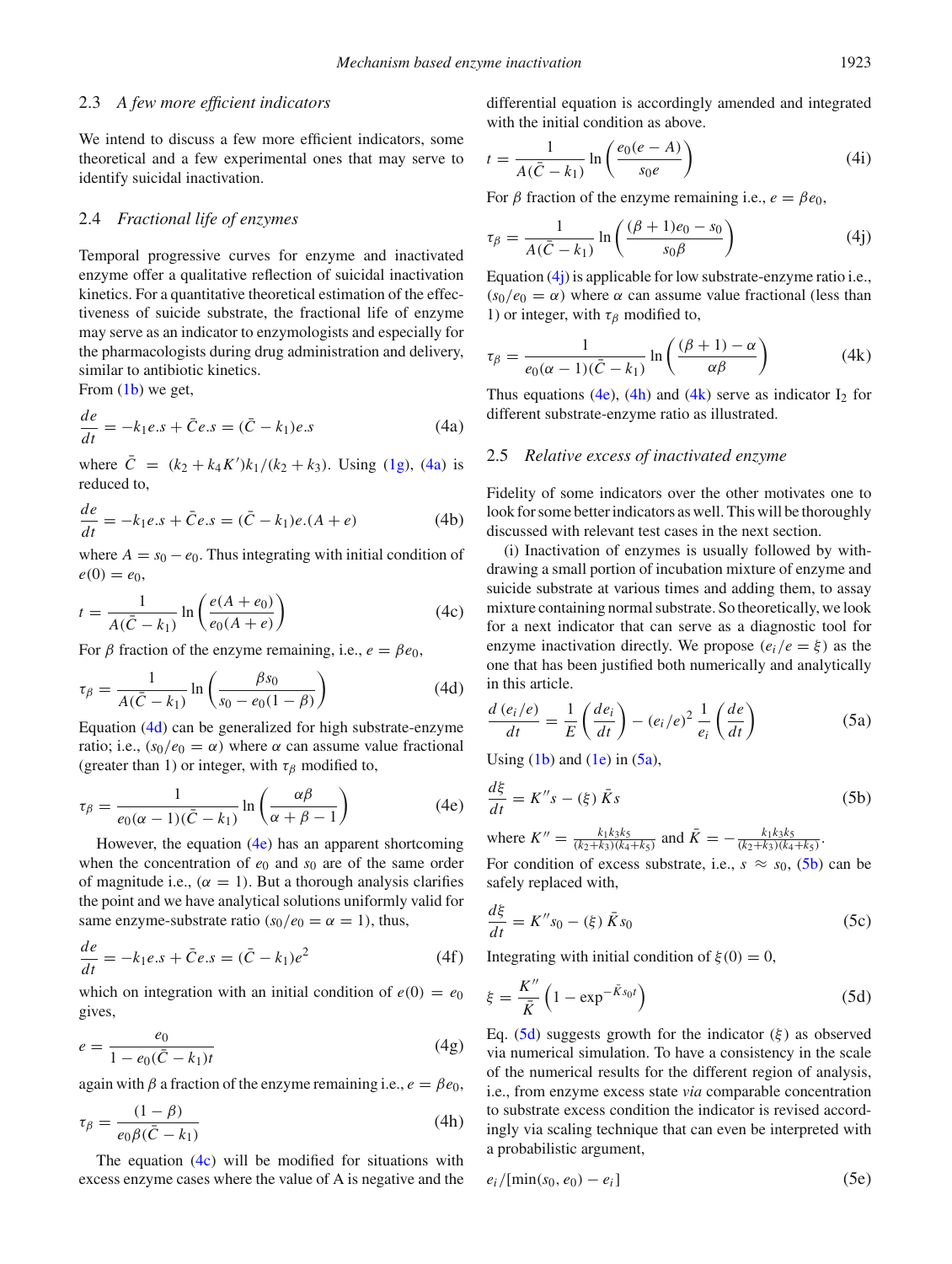### 2.3 *A few more efficient indicators*

We intend to discuss a few more efficient indicators, some theoretical and a few experimental ones that may serve to identify suicidal inactivation.

### 2.4 *Fractional life of enzymes*

Temporal progressive curves for enzyme and inactivated enzyme offer a qualitative reflection of suicidal inactivation kinetics. For a quantitative theoretical estimation of the effectiveness of suicide substrate, the fractional life of enzyme may serve as an indicator to enzymologists and especially for the pharmacologists during drug administration and delivery, similar to antibiotic kinetics.

From (1b) we get,

$$\frac{de}{dt} = -k_1 e.s + \bar{C} e.s = (\bar{C} - k_1) e.s \tag{4a}$$

where $\bar{C} = (k_2 + k_4 K')k_1/(k_2 + k_3)$. Using (1g), (4a) is reduced to,

$$\frac{de}{dt} = -k_1 e.s + \bar{C} e.s = (\bar{C} - k_1) e.(A + e) \tag{4b}$$

where $A = s_0 - e_0$. Thus integrating with initial condition of $e(0) = e_0$,

$$t = \frac{1}{A(\bar{C} - k_1)} \ln\left(\frac{e(A + e_0)}{e_0(A + e)}\right) \tag{4c}$$

For $\beta$ fraction of the enzyme remaining, i.e., $e = \beta e_0$,

$$\tau_\beta = \frac{1}{A(\bar{C} - k_1)} \ln\left(\frac{\beta s_0}{s_0 - e_0(1 - \beta)}\right) \tag{4d}$$

Equation (4d) can be generalized for high substrate-enzyme ratio; i.e., $(s_0/e_0 = \alpha)$ where $\alpha$ can assume value fractional (greater than 1) or integer, with $\tau_\beta$ modified to,

$$\tau_\beta = \frac{1}{e_0(\alpha - 1)(\bar{C} - k_1)} \ln\left(\frac{\alpha\beta}{\alpha + \beta - 1}\right) \tag{4e}$$

However, the equation (4e) has an apparent shortcoming when the concentration of $e_0$ and $s_0$ are of the same order of magnitude i.e., $(\alpha = 1)$. But a thorough analysis clarifies the point and we have analytical solutions uniformly valid for same enzyme-substrate ratio $(s_0/e_0 = \alpha = 1)$, thus,

$$\frac{de}{dt} = -k_1 e.s + \bar{C} e.s = (\bar{C} - k_1) e^2 \tag{4f}$$

which on integration with an initial condition of $e(0) = e_0$ gives,

$$e = \frac{e_0}{1 - e_0(\bar{C} - k_1)t} \tag{4g}$$

again with $\beta$ a fraction of the enzyme remaining i.e., $e = \beta e_0$,

$$\tau_\beta = \frac{(1 - \beta)}{e_0 \beta(\bar{C} - k_1)} \tag{4h}$$

The equation (4c) will be modified for situations with excess enzyme cases where the value of A is negative and the differential equation is accordingly amended and integrated with the initial condition as above.

$$t = \frac{1}{A(\bar{C} - k_1)} \ln\left(\frac{e_0(e - A)}{s_0 e}\right) \tag{4i}$$

For $\beta$ fraction of the enzyme remaining i.e., $e = \beta e_0$,

$$\tau_\beta = \frac{1}{A(\bar{C} - k_1)} \ln\left(\frac{(\beta + 1)e_0 - s_0}{s_0 \beta}\right) \tag{4j}$$

Equation (4j) is applicable for low substrate-enzyme ratio i.e., $(s_0/e_0 = \alpha)$ where $\alpha$ can assume value fractional (less than 1) or integer, with $\tau_\beta$ modified to,

$$\tau_\beta = \frac{1}{e_0(\alpha - 1)(\bar{C} - k_1)} \ln\left(\frac{(\beta + 1) - \alpha}{\alpha\beta}\right) \tag{4k}$$

Thus equations (4e), (4h) and (4k) serve as indicator $I_2$ for different substrate-enzyme ratio as illustrated.

### 2.5 *Relative excess of inactivated enzyme*

Fidelity of some indicators over the other motivates one to look for some better indicators as well. This will be thoroughly discussed with relevant test cases in the next section.

(i) Inactivation of enzymes is usually followed by withdrawing a small portion of incubation mixture of enzyme and suicide substrate at various times and adding them, to assay mixture containing normal substrate. So theoretically, we look for a next indicator that can serve as a diagnostic tool for enzyme inactivation directly. We propose $(e_i/e = \xi)$ as the one that has been justified both numerically and analytically in this article.

$$\frac{d\,(e_i/e)}{dt} = \frac{1}{E}\left(\frac{de_i}{dt}\right) - (e_i/e)^2 \frac{1}{e_i}\left(\frac{de}{dt}\right) \tag{5a}$$

Using (1b) and (1e) in (5a),

$$\frac{d\xi}{dt} = K'' s - (\xi)\,\bar{K} s \tag{5b}$$

where $K'' = \frac{k_1 k_3 k_5}{(k_2+k_3)(k_4+k_5)}$ and $\bar{K} = -\frac{k_1 k_3 k_5}{(k_2+k_3)(k_4+k_5)}$.

For condition of excess substrate, i.e., $s \approx s_0$, (5b) can be safely replaced with,

$$\frac{d\xi}{dt} = K'' s_0 - (\xi)\,\bar{K} s_0 \tag{5c}$$

Integrating with initial condition of $\xi(0) = 0$,

$$\xi = \frac{K''}{\bar{K}}\left(1 - \exp^{-\bar{K} s_0 t}\right) \tag{5d}$$

Eq. (5d) suggests growth for the indicator $(\xi)$ as observed via numerical simulation. To have a consistency in the scale of the numerical results for the different region of analysis, i.e., from enzyme excess state *via* comparable concentration to substrate excess condition the indicator is revised accordingly via scaling technique that can even be interpreted with a probabilistic argument,

$$e_i/[\min(s_0, e_0) - e_i] \tag{5e}$$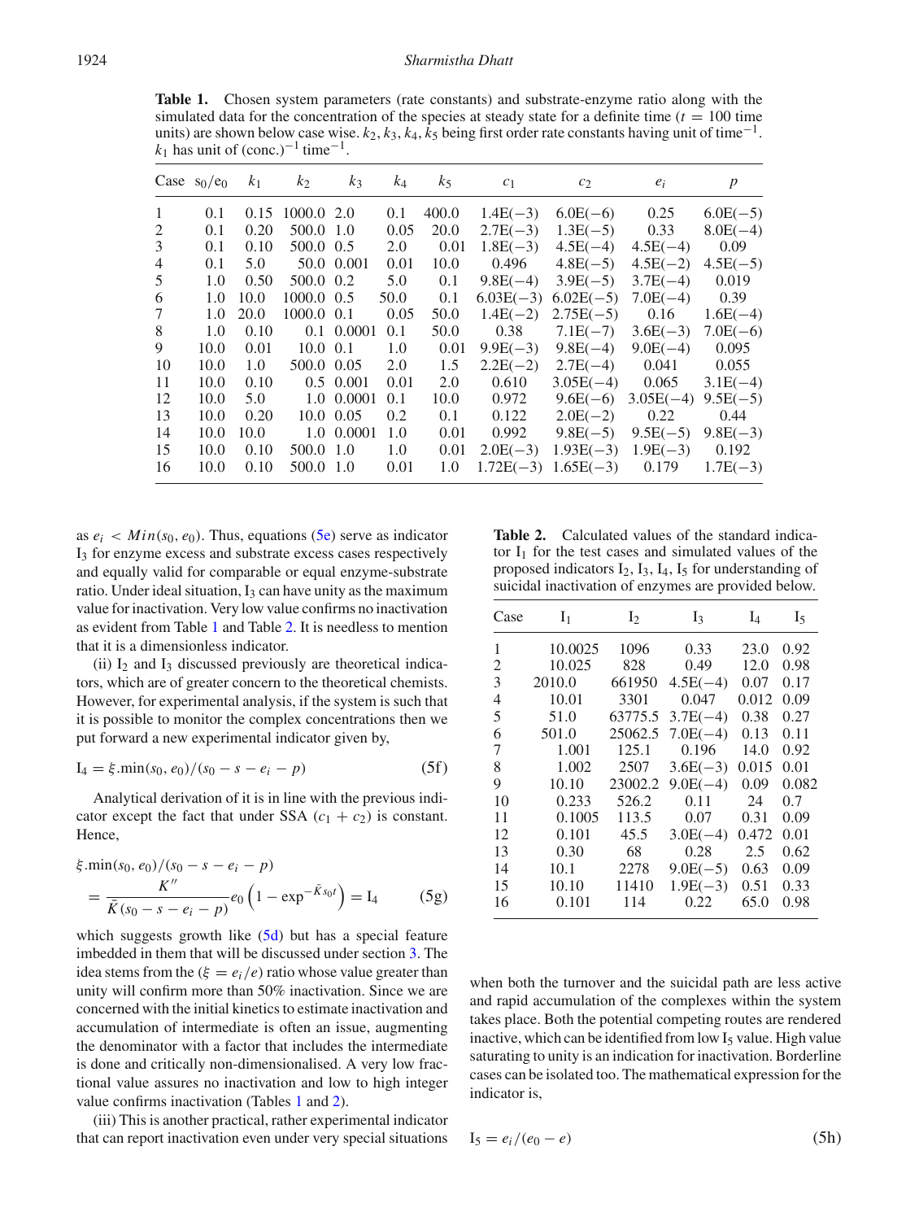**Table 1.** Chosen system parameters (rate constants) and substrate-enzyme ratio along with the simulated data for the concentration of the species at steady state for a definite time ($t$ = 100 time units) are shown below case wise. $k_2, k_3, k_4, k_5$ being first order rate constants having unit of time$^{-1}$. $k_1$ has unit of (conc.)$^{-1}$ time$^{-1}$.

| Case | $s_0/e_0$ | $k_1$ | $k_2$ | $k_3$ | $k_4$ | $k_5$ | $c_1$ | $c_2$ | $e_i$ | $p$ |
|---|---|---|---|---|---|---|---|---|---|---|
| 1 | 0.1 | 0.15 | 1000.0 | 2.0 | 0.1 | 400.0 | 1.4E(−3) | 6.0E(−6) | 0.25 | 6.0E(−5) |
| 2 | 0.1 | 0.20 | 500.0 | 1.0 | 0.05 | 20.0 | 2.7E(−3) | 1.3E(−5) | 0.33 | 8.0E(−4) |
| 3 | 0.1 | 0.10 | 500.0 | 0.5 | 2.0 | 0.01 | 1.8E(−3) | 4.5E(−4) | 4.5E(−4) | 0.09 |
| 4 | 0.1 | 5.0 | 50.0 | 0.001 | 0.01 | 10.0 | 0.496 | 4.8E(−5) | 4.5E(−2) | 4.5E(−5) |
| 5 | 1.0 | 0.50 | 500.0 | 0.2 | 5.0 | 0.1 | 9.8E(−4) | 3.9E(−5) | 3.7E(−4) | 0.019 |
| 6 | 1.0 | 10.0 | 1000.0 | 0.5 | 50.0 | 0.1 | 6.03E(−3) | 6.02E(−5) | 7.0E(−4) | 0.39 |
| 7 | 1.0 | 20.0 | 1000.0 | 0.1 | 0.05 | 50.0 | 1.4E(−2) | 2.75E(−5) | 0.16 | 1.6E(−4) |
| 8 | 1.0 | 0.10 | 0.1 | 0.0001 | 0.1 | 50.0 | 0.38 | 7.1E(−7) | 3.6E(−3) | 7.0E(−6) |
| 9 | 10.0 | 0.01 | 10.0 | 0.1 | 1.0 | 0.01 | 9.9E(−3) | 9.8E(−4) | 9.0E(−4) | 0.095 |
| 10 | 10.0 | 1.0 | 500.0 | 0.05 | 2.0 | 1.5 | 2.2E(−2) | 2.7E(−4) | 0.041 | 0.055 |
| 11 | 10.0 | 0.10 | 0.5 | 0.001 | 0.01 | 2.0 | 0.610 | 3.05E(−4) | 0.065 | 3.1E(−4) |
| 12 | 10.0 | 5.0 | 1.0 | 0.0001 | 0.1 | 10.0 | 0.972 | 9.6E(−6) | 3.05E(−4) | 9.5E(−5) |
| 13 | 10.0 | 0.20 | 10.0 | 0.05 | 0.2 | 0.1 | 0.122 | 2.0E(−2) | 0.22 | 0.44 |
| 14 | 10.0 | 10.0 | 1.0 | 0.0001 | 1.0 | 0.01 | 0.992 | 9.8E(−5) | 9.5E(−5) | 9.8E(−3) |
| 15 | 10.0 | 0.10 | 500.0 | 1.0 | 1.0 | 0.01 | 2.0E(−3) | 1.93E(−3) | 1.9E(−3) | 0.192 |
| 16 | 10.0 | 0.10 | 500.0 | 1.0 | 0.01 | 1.0 | 1.72E(−3) | 1.65E(−3) | 0.179 | 1.7E(−3) |

as $e_i < Min(s_0, e_0)$. Thus, equations (5e) serve as indicator $I_3$ for enzyme excess and substrate excess cases respectively and equally valid for comparable or equal enzyme-substrate ratio. Under ideal situation, $I_3$ can have unity as the maximum value for inactivation. Very low value confirms no inactivation as evident from Table 1 and Table 2. It is needless to mention that it is a dimensionless indicator.

(ii) $I_2$ and $I_3$ discussed previously are theoretical indicators, which are of greater concern to the theoretical chemists. However, for experimental analysis, if the system is such that it is possible to monitor the complex concentrations then we put forward a new experimental indicator given by,

$$I_4 = \xi.\min(s_0, e_0)/(s_0 - s - e_i - p) \tag{5f}$$

Analytical derivation of it is in line with the previous indicator except the fact that under SSA $(c_1 + c_2)$ is constant. Hence,

$$\xi.\min(s_0, e_0)/(s_0 - s - e_i - p) = \frac{K''}{\bar{K}(s_0 - s - e_i - p)} e_0 \left(1 - \exp^{-\bar{K} s_0 t}\right) = I_4 \tag{5g}$$

which suggests growth like (5d) but has a special feature imbedded in them that will be discussed under section 3. The idea stems from the ($\xi = e_i/e$) ratio whose value greater than unity will confirm more than 50% inactivation. Since we are concerned with the initial kinetics to estimate inactivation and accumulation of intermediate is often an issue, augmenting the denominator with a factor that includes the intermediate is done and critically non-dimensionalised. A very low fractional value assures no inactivation and low to high integer value confirms inactivation (Tables 1 and 2).

(iii) This is another practical, rather experimental indicator that can report inactivation even under very special situations when both the turnover and the suicidal path are less active and rapid accumulation of the complexes within the system takes place. Both the potential competing routes are rendered inactive, which can be identified from low $I_5$ value. High value saturating to unity is an indication for inactivation. Borderline cases can be isolated too. The mathematical expression for the indicator is,

$$I_5 = e_i/(e_0 - e) \tag{5h}$$

**Table 2.** Calculated values of the standard indicator $I_1$ for the test cases and simulated values of the proposed indicators $I_2$, $I_3$, $I_4$, $I_5$ for understanding of suicidal inactivation of enzymes are provided below.

| Case | $I_1$ | $I_2$ | $I_3$ | $I_4$ | $I_5$ |
|---|---|---|---|---|---|
| 1 | 10.0025 | 1096 | 0.33 | 23.0 | 0.92 |
| 2 | 10.025 | 828 | 0.49 | 12.0 | 0.98 |
| 3 | 2010.0 | 661950 | 4.5E(−4) | 0.07 | 0.17 |
| 4 | 10.01 | 3301 | 0.047 | 0.012 | 0.09 |
| 5 | 51.0 | 63775.5 | 3.7E(−4) | 0.38 | 0.27 |
| 6 | 501.0 | 25062.5 | 7.0E(−4) | 0.13 | 0.11 |
| 7 | 1.001 | 125.1 | 0.196 | 14.0 | 0.92 |
| 8 | 1.002 | 2507 | 3.6E(−3) | 0.015 | 0.01 |
| 9 | 10.10 | 23002.2 | 9.0E(−4) | 0.09 | 0.082 |
| 10 | 0.233 | 526.2 | 0.11 | 24 | 0.7 |
| 11 | 0.1005 | 113.5 | 0.07 | 0.31 | 0.09 |
| 12 | 0.101 | 45.5 | 3.0E(−4) | 0.472 | 0.01 |
| 13 | 0.30 | 68 | 0.28 | 2.5 | 0.62 |
| 14 | 10.1 | 2278 | 9.0E(−5) | 0.63 | 0.09 |
| 15 | 10.10 | 11410 | 1.9E(−3) | 0.51 | 0.33 |
| 16 | 0.101 | 114 | 0.22 | 65.0 | 0.98 |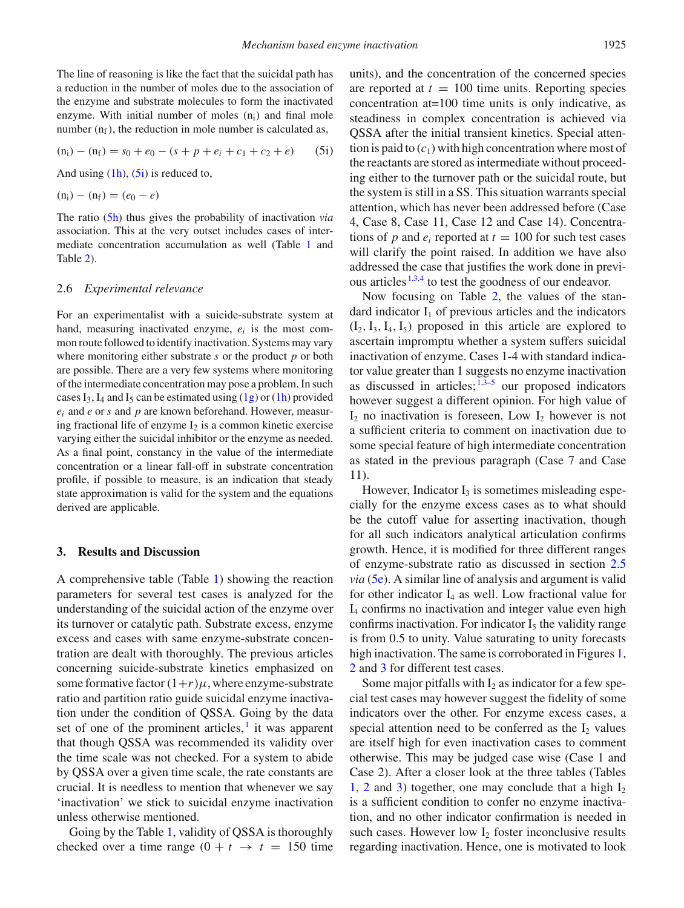The line of reasoning is like the fact that the suicidal path has a reduction in the number of moles due to the association of the enzyme and substrate molecules to form the inactivated enzyme. With initial number of moles ($n_i$) and final mole number ($n_f$), the reduction in mole number is calculated as,

$$(n_i) - (n_f) = s_0 + e_0 - (s + p + e_i + c_1 + c_2 + e) \tag{5i}$$

And using (1h), (5i) is reduced to,

$$(n_i) - (n_f) = (e_0 - e)$$

The ratio (5h) thus gives the probability of inactivation *via* association. This at the very outset includes cases of intermediate concentration accumulation as well (Table 1 and Table 2).

### 2.6 *Experimental relevance*

For an experimentalist with a suicide-substrate system at hand, measuring inactivated enzyme, $e_i$ is the most common route followed to identify inactivation. Systems may vary where monitoring either substrate $s$ or the product $p$ or both are possible. There are a very few systems where monitoring of the intermediate concentration may pose a problem. In such cases $I_3$, $I_4$ and $I_5$ can be estimated using (1g) or (1h) provided $e_i$ and $e$ or $s$ and $p$ are known beforehand. However, measuring fractional life of enzyme $I_2$ is a common kinetic exercise varying either the suicidal inhibitor or the enzyme as needed. As a final point, constancy in the value of the intermediate concentration or a linear fall-off in substrate concentration profile, if possible to measure, is an indication that steady state approximation is valid for the system and the equations derived are applicable.

## 3. Results and Discussion

A comprehensive table (Table 1) showing the reaction parameters for several test cases is analyzed for the understanding of the suicidal action of the enzyme over its turnover or catalytic path. Substrate excess, enzyme excess and cases with same enzyme-substrate concentration are dealt with thoroughly. The previous articles concerning suicide-substrate kinetics emphasized on some formative factor $(1+r)\mu$, where enzyme-substrate ratio and partition ratio guide suicidal enzyme inactivation under the condition of QSSA. Going by the data set of one of the prominent articles,[1] it was apparent that though QSSA was recommended its validity over the time scale was not checked. For a system to abide by QSSA over a given time scale, the rate constants are crucial. It is needless to mention that whenever we say 'inactivation' we stick to suicidal enzyme inactivation unless otherwise mentioned.

Going by the Table 1, validity of QSSA is thoroughly checked over a time range ($0 + t \rightarrow t = 150$ time units), and the concentration of the concerned species are reported at $t = 100$ time units. Reporting species concentration at=100 time units is only indicative, as steadiness in complex concentration is achieved via QSSA after the initial transient kinetics. Special attention is paid to ($c_1$) with high concentration where most of the reactants are stored as intermediate without proceeding either to the turnover path or the suicidal route, but the system is still in a SS. This situation warrants special attention, which has never been addressed before (Case 4, Case 8, Case 11, Case 12 and Case 14). Concentrations of $p$ and $e_i$ reported at $t = 100$ for such test cases will clarify the point raised. In addition we have also addressed the case that justifies the work done in previous articles[1,3,4] to test the goodness of our endeavor.

Now focusing on Table 2, the values of the standard indicator $I_1$ of previous articles and the indicators ($I_2$, $I_3$, $I_4$, $I_5$) proposed in this article are explored to ascertain impromptu whether a system suffers suicidal inactivation of enzyme. Cases 1-4 with standard indicator value greater than 1 suggests no enzyme inactivation as discussed in articles;[1,3–5] our proposed indicators however suggest a different opinion. For high value of $I_2$ no inactivation is foreseen. Low $I_2$ however is not a sufficient criteria to comment on inactivation due to some special feature of high intermediate concentration as stated in the previous paragraph (Case 7 and Case 11).

However, Indicator $I_3$ is sometimes misleading especially for the enzyme excess cases as to what should be the cutoff value for asserting inactivation, though for all such indicators analytical articulation confirms growth. Hence, it is modified for three different ranges of enzyme-substrate ratio as discussed in section 2.5 *via* (5e). A similar line of analysis and argument is valid for other indicator $I_4$ as well. Low fractional value for $I_4$ confirms no inactivation and integer value even high confirms inactivation. For indicator $I_5$ the validity range is from 0.5 to unity. Value saturating to unity forecasts high inactivation. The same is corroborated in Figures 1, 2 and 3 for different test cases.

Some major pitfalls with $I_2$ as indicator for a few special test cases may however suggest the fidelity of some indicators over the other. For enzyme excess cases, a special attention need to be conferred as the $I_2$ values are itself high for even inactivation cases to comment otherwise. This may be judged case wise (Case 1 and Case 2). After a closer look at the three tables (Tables 1, 2 and 3) together, one may conclude that a high $I_2$ is a sufficient condition to confer no enzyme inactivation, and no other indicator confirmation is needed in such cases. However low $I_2$ foster inconclusive results regarding inactivation. Hence, one is motivated to look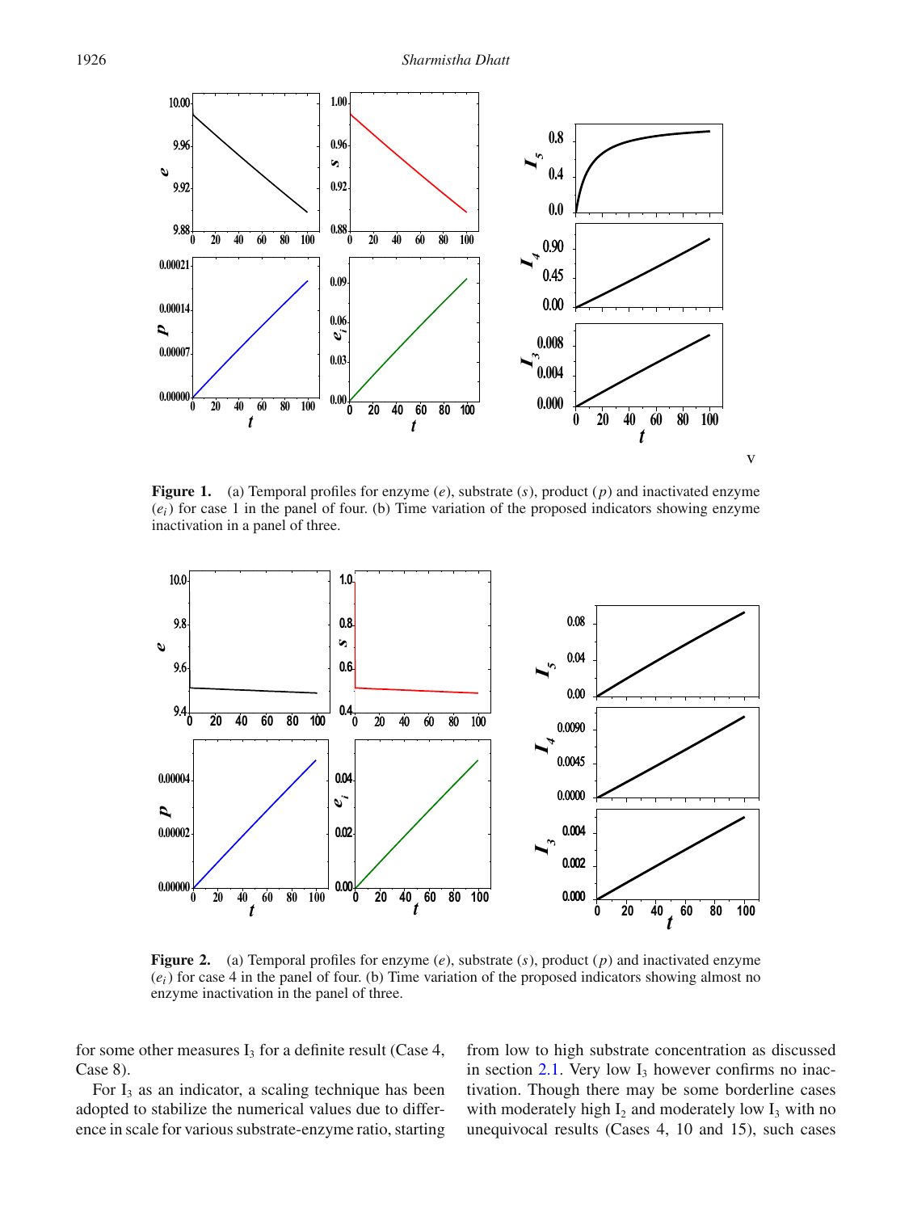Figure 1. (a) Temporal profiles for enzyme ($e$), substrate ($s$), product ($p$) and inactivated enzyme ($e_i$) for case 1 in the panel of four. (b) Time variation of the proposed indicators showing enzyme inactivation in a panel of three.

Figure 2. (a) Temporal profiles for enzyme ($e$), substrate ($s$), product ($p$) and inactivated enzyme ($e_i$) for case 4 in the panel of four. (b) Time variation of the proposed indicators showing almost no enzyme inactivation in the panel of three.

for some other measures $I_3$ for a definite result (Case 4, Case 8).

For $I_3$ as an indicator, a scaling technique has been adopted to stabilize the numerical values due to difference in scale for various substrate-enzyme ratio, starting from low to high substrate concentration as discussed in section 2.1. Very low $I_3$ however confirms no inactivation. Though there may be some borderline cases with moderately high $I_2$ and moderately low $I_3$ with no unequivocal results (Cases 4, 10 and 15), such cases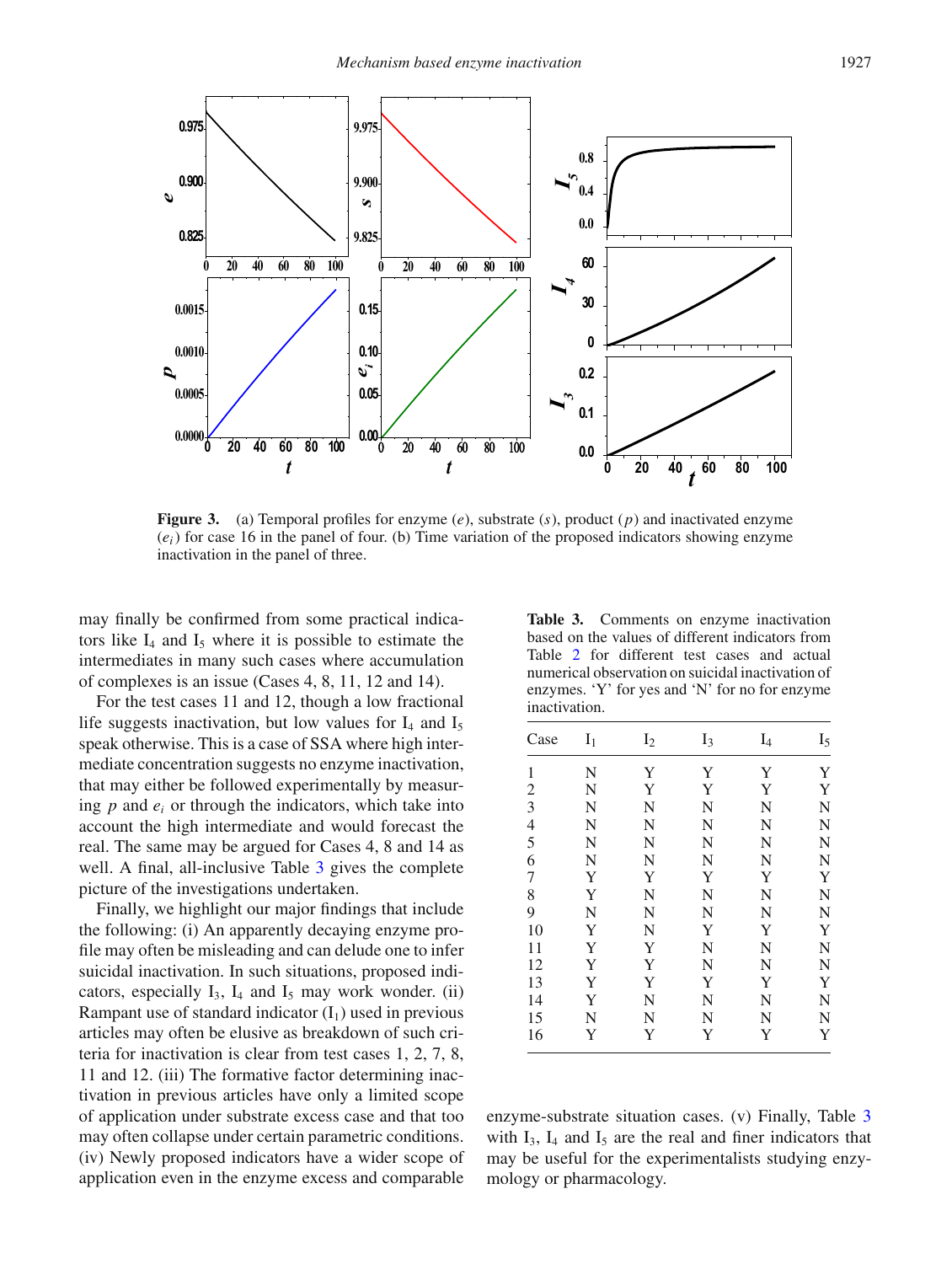**Figure 3.** (a) Temporal profiles for enzyme ($e$), substrate ($s$), product ($p$) and inactivated enzyme ($e_i$) for case 16 in the panel of four. (b) Time variation of the proposed indicators showing enzyme inactivation in the panel of three.

may finally be confirmed from some practical indicators like $I_4$ and $I_5$ where it is possible to estimate the intermediates in many such cases where accumulation of complexes is an issue (Cases 4, 8, 11, 12 and 14).

For the test cases 11 and 12, though a low fractional life suggests inactivation, but low values for $I_4$ and $I_5$ speak otherwise. This is a case of SSA where high intermediate concentration suggests no enzyme inactivation, that may either be followed experimentally by measuring $p$ and $e_i$ or through the indicators, which take into account the high intermediate and would forecast the real. The same may be argued for Cases 4, 8 and 14 as well. A final, all-inclusive Table 3 gives the complete picture of the investigations undertaken.

Finally, we highlight our major findings that include the following: (i) An apparently decaying enzyme profile may often be misleading and can delude one to infer suicidal inactivation. In such situations, proposed indicators, especially $I_3$, $I_4$ and $I_5$ may work wonder. (ii) Rampant use of standard indicator ($I_1$) used in previous articles may often be elusive as breakdown of such criteria for inactivation is clear from test cases 1, 2, 7, 8, 11 and 12. (iii) The formative factor determining inactivation in previous articles have only a limited scope of application under substrate excess case and that too may often collapse under certain parametric conditions. (iv) Newly proposed indicators have a wider scope of application even in the enzyme excess and comparable enzyme-substrate situation cases. (v) Finally, Table 3 with $I_3$, $I_4$ and $I_5$ are the real and finer indicators that may be useful for the experimentalists studying enzymology or pharmacology.

**Table 3.** Comments on enzyme inactivation based on the values of different indicators from Table 2 for different test cases and actual numerical observation on suicidal inactivation of enzymes. 'Y' for yes and 'N' for no for enzyme inactivation.

| Case | $I_1$ | $I_2$ | $I_3$ | $I_4$ | $I_5$ |
|---|---|---|---|---|---|
| 1 | N | Y | Y | Y | Y |
| 2 | N | Y | Y | Y | Y |
| 3 | N | N | N | N | N |
| 4 | N | N | N | N | N |
| 5 | N | N | N | N | N |
| 6 | N | N | N | N | N |
| 7 | Y | Y | Y | Y | Y |
| 8 | Y | N | N | N | N |
| 9 | N | N | N | N | N |
| 10 | Y | N | Y | Y | Y |
| 11 | Y | Y | N | N | N |
| 12 | Y | Y | N | N | N |
| 13 | Y | Y | Y | Y | Y |
| 14 | Y | N | N | N | N |
| 15 | N | N | N | N | N |
| 16 | Y | Y | Y | Y | Y |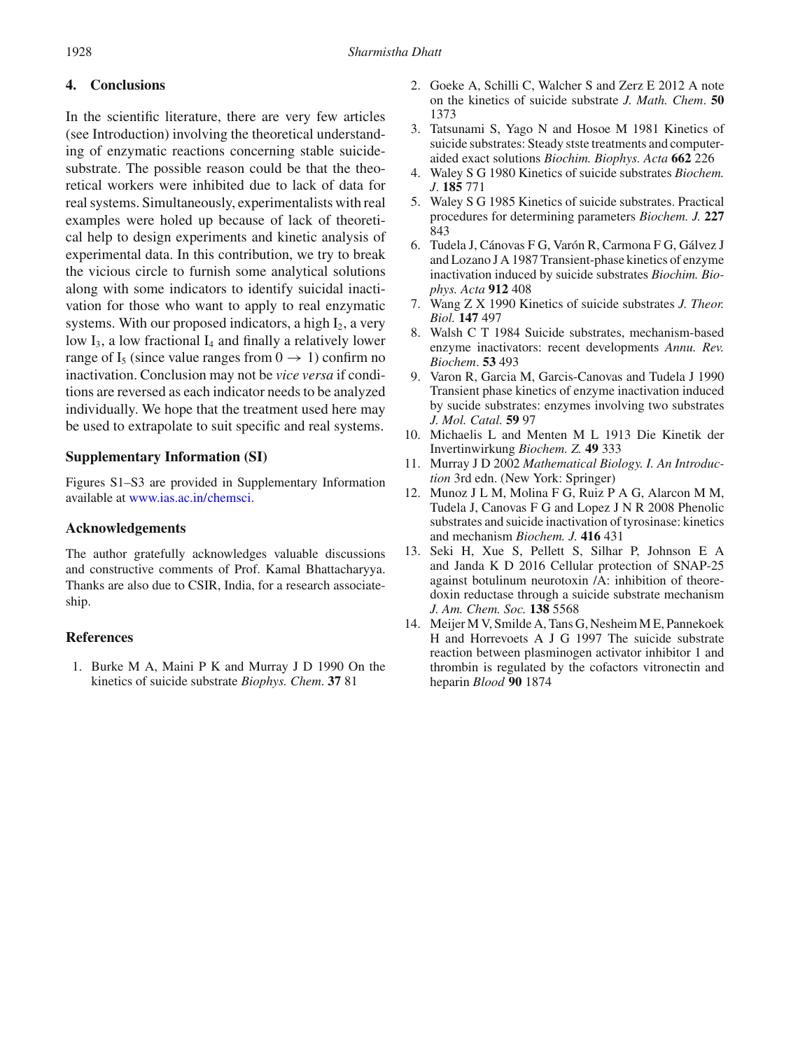## 4. Conclusions

In the scientific literature, there are very few articles (see Introduction) involving the theoretical understanding of enzymatic reactions concerning stable suicide-substrate. The possible reason could be that the theoretical workers were inhibited due to lack of data for real systems. Simultaneously, experimentalists with real examples were holed up because of lack of theoretical help to design experiments and kinetic analysis of experimental data. In this contribution, we try to break the vicious circle to furnish some analytical solutions along with some indicators to identify suicidal inactivation for those who want to apply to real enzymatic systems. With our proposed indicators, a high $I_2$, a very low $I_3$, a low fractional $I_4$ and finally a relatively lower range of $I_5$ (since value ranges from $0 \rightarrow 1$) confirm no inactivation. Conclusion may not be *vice versa* if conditions are reversed as each indicator needs to be analyzed individually. We hope that the treatment used here may be used to extrapolate to suit specific and real systems.

## Supplementary Information (SI)

Figures S1–S3 are provided in Supplementary Information available at www.ias.ac.in/chemsci.

## Acknowledgements

The author gratefully acknowledges valuable discussions and constructive comments of Prof. Kamal Bhattacharyya. Thanks are also due to CSIR, India, for a research associateship.

## References

1. Burke M A, Maini P K and Murray J D 1990 On the kinetics of suicide substrate *Biophys. Chem*. **37** 81
2. Goeke A, Schilli C, Walcher S and Zerz E 2012 A note on the kinetics of suicide substrate *J. Math. Chem*. **50** 1373
3. Tatsunami S, Yago N and Hosoe M 1981 Kinetics of suicide substrates: Steady stste treatments and computer-aided exact solutions *Biochim. Biophys. Acta* **662** 226
4. Waley S G 1980 Kinetics of suicide substrates *Biochem. J*. **185** 771
5. Waley S G 1985 Kinetics of suicide substrates. Practical procedures for determining parameters *Biochem. J.* **227** 843
6. Tudela J, Cánovas F G, Varón R, Carmona F G, Gálvez J and Lozano J A 1987 Transient-phase kinetics of enzyme inactivation induced by suicide substrates *Biochim. Biophys. Acta* **912** 408
7. Wang Z X 1990 Kinetics of suicide substrates *J. Theor. Biol.* **147** 497
8. Walsh C T 1984 Suicide substrates, mechanism-based enzyme inactivators: recent developments *Annu. Rev. Biochem*. **53** 493
9. Varon R, Garcia M, Garcis-Canovas and Tudela J 1990 Transient phase kinetics of enzyme inactivation induced by sucide substrates: enzymes involving two substrates *J. Mol. Catal.* **59** 97
10. Michaelis L and Menten M L 1913 Die Kinetik der Invertinwirkung *Biochem. Z.* **49** 333
11. Murray J D 2002 *Mathematical Biology. I. An Introduction* 3rd edn. (New York: Springer)
12. Munoz J L M, Molina F G, Ruiz P A G, Alarcon M M, Tudela J, Canovas F G and Lopez J N R 2008 Phenolic substrates and suicide inactivation of tyrosinase: kinetics and mechanism *Biochem. J.* **416** 431
13. Seki H, Xue S, Pellett S, Silhar P, Johnson E A and Janda K D 2016 Cellular protection of SNAP-25 against botulinum neurotoxin /A: inhibition of theoredoxin reductase through a suicide substrate mechanism *J. Am. Chem. Soc.* **138** 5568
14. Meijer M V, Smilde A, Tans G, Nesheim M E, Pannekoek H and Horrevoets A J G 1997 The suicide substrate reaction between plasminogen activator inhibitor 1 and thrombin is regulated by the cofactors vitronectin and heparin *Blood* **90** 1874